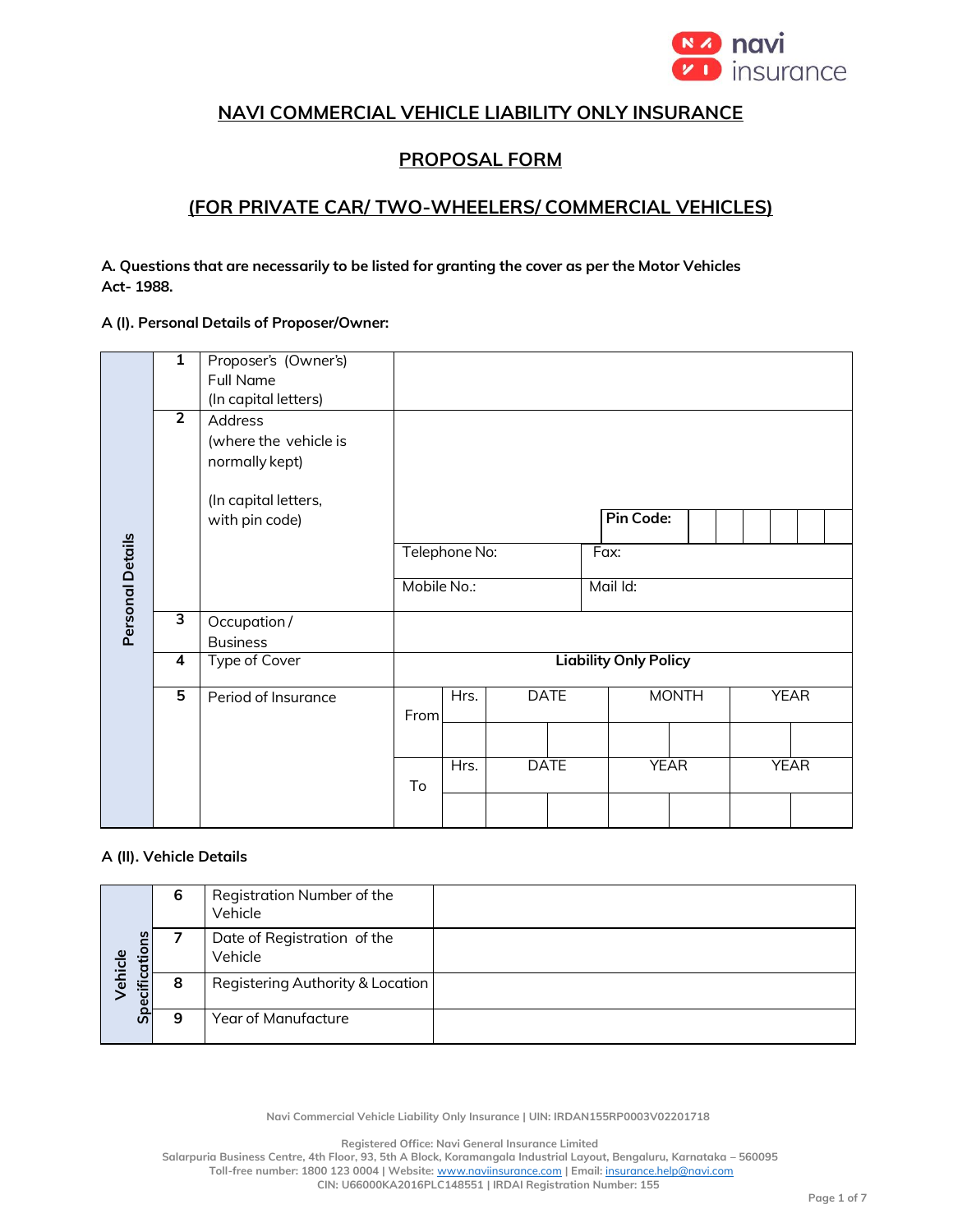# NAVI COMMERCIAL VEHICLE LIABILITY ONLY INSURANCE

## PROPOSAL FORM

## (FOR PRIVATE CAR/ TWO-WHEELERS/ COMMERCIAL VEHICLES)

**A. Questions that are necessarily to be listed for granting the cover as per the Motor Vehicles Act- 1988.**

**A (I). Personal Details of Proposer/Owner:**

| | | | |
|---|---|---|---|
| Personal Details | 1 | Proposer's (Owner's) Full Name (In capital letters) | |
| | 2 | Address (where the vehicle is normally kept) (In capital letters, with pin code) | **Pin Code:** |
| | | | Telephone No: / Fax: |
| | | | Mobile No.: / Mail Id: |
| | 3 | Occupation / Business | |
| | 4 | Type of Cover | **Liability Only Policy** |
| | 5 | Period of Insurance | From: Hrs. / DATE / MONTH / YEAR |
| | | | To: Hrs. / DATE / YEAR / YEAR |

**A (II). Vehicle Details**

| | | | |
|---|---|---|---|
| Vehicle Specifications | 6 | Registration Number of the Vehicle | |
| | 7 | Date of Registration of the Vehicle | |
| | 8 | Registering Authority & Location | |
| | 9 | Year of Manufacture | |

Navi Commercial Vehicle Liability Only Insurance | UIN: IRDAN155RP0003V02201718

Registered Office: Navi General Insurance Limited
Salarpuria Business Centre, 4th Floor, 93, 5th A Block, Koramangala Industrial Layout, Bengaluru, Karnataka – 560095
Toll-free number: 1800 123 0004 | Website: www.naviinsurance.com | Email: insurance.help@navi.com
CIN: U66000KA2016PLC148551 | IRDAI Registration Number: 155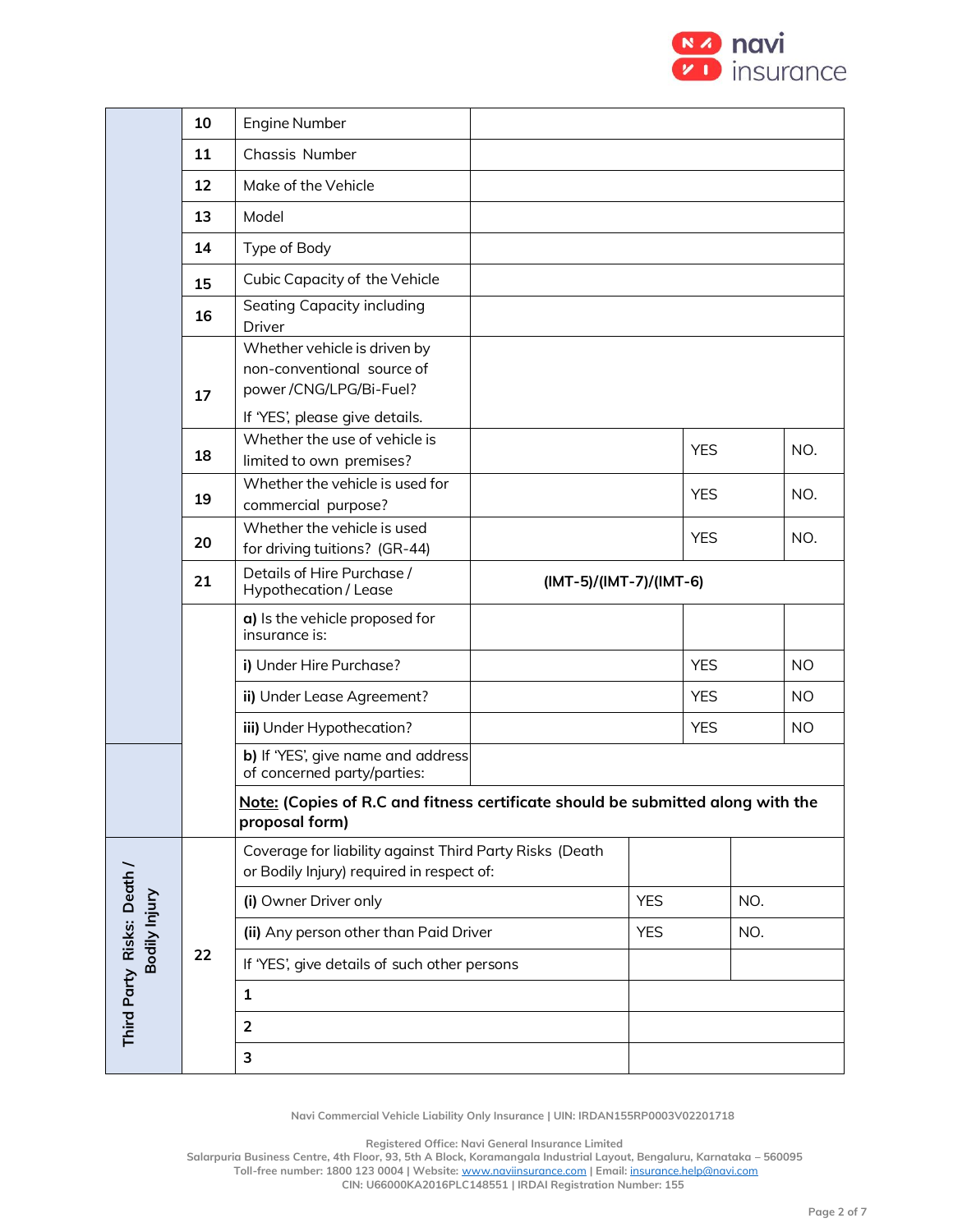| | | | | | |
|---|---|---|---|---|---|
| | 10 | Engine Number | | | |
| | 11 | Chassis Number | | | |
| | 12 | Make of the Vehicle | | | |
| | 13 | Model | | | |
| | 14 | Type of Body | | | |
| | 15 | Cubic Capacity of the Vehicle | | | |
| | 16 | Seating Capacity including Driver | | | |
| | 17 | Whether vehicle is driven by non-conventional source of power /CNG/LPG/Bi-Fuel?<br><br>If 'YES', please give details. | | | |
| | 18 | Whether the use of vehicle is limited to own premises? | | YES | NO. |
| | 19 | Whether the vehicle is used for commercial purpose? | | YES | NO. |
| | 20 | Whether the vehicle is used for driving tuitions? (GR-44) | | YES | NO. |
| | 21 | Details of Hire Purchase / Hypothecation / Lease | **(IMT-5)/(IMT-7)/(IMT-6)** | | |
| | | **a)** Is the vehicle proposed for insurance is: | | | |
| | | **i)** Under Hire Purchase? | | YES | NO |
| | | **ii)** Under Lease Agreement? | | YES | NO |
| | | **iii)** Under Hypothecation? | | YES | NO |
| | | **b)** If 'YES', give name and address of concerned party/parties: | | | |
| | | **Note: (Copies of R.C and fitness certificate should be submitted along with the proposal form)** | | | |

| | | | | |
|---|---|---|---|---|
| Third Party Risks: Death / Bodily Injury | 22 | Coverage for liability against Third Party Risks (Death or Bodily Injury) required in respect of: | | |
| | | **(i)** Owner Driver only | YES | NO. |
| | | **(ii)** Any person other than Paid Driver | YES | NO. |
| | | If 'YES', give details of such other persons | | |
| | | **1** | | |
| | | **2** | | |
| | | **3** | | |

Navi Commercial Vehicle Liability Only Insurance | UIN: IRDAN155RP0003V02201718

Registered Office: Navi General Insurance Limited
Salarpuria Business Centre, 4th Floor, 93, 5th A Block, Koramangala Industrial Layout, Bengaluru, Karnataka – 560095
Toll-free number: 1800 123 0004 | Website: www.naviinsurance.com | Email: insurance.help@navi.com
CIN: U66000KA2016PLC148551 | IRDAI Registration Number: 155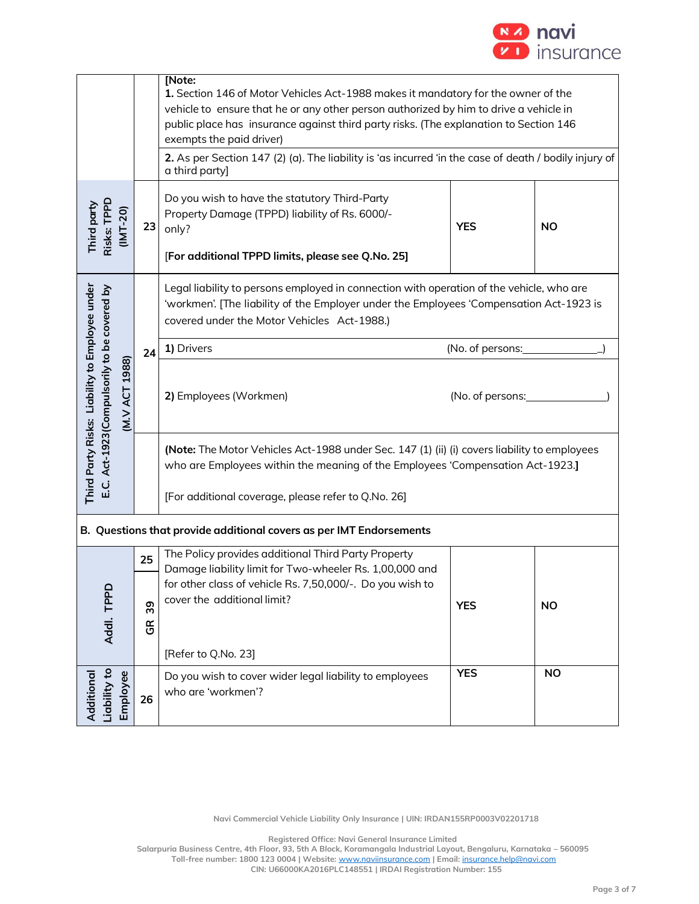| | | | | |
|---|---|---|---|---|
| | | **[Note:**<br>**1.** Section 146 of Motor Vehicles Act-1988 makes it mandatory for the owner of the vehicle to ensure that he or any other person authorized by him to drive a vehicle in public place has insurance against third party risks. (The explanation to Section 146 exempts the paid driver) | | |
| | | **2.** As per Section 147 (2) (a). The liability is 'as incurred 'in the case of death / bodily injury of a third party] | | |
| **Third party Risks: TPPD (IMT-20)** | **23** | Do you wish to have the statutory Third-Party Property Damage (TPPD) liability of Rs. 6000/- only?<br><br>[**For additional TPPD limits, please see Q.No. 25]** | **YES** | **NO** |
| **Third Party Risks: Liability to Employee under E.C. Act-1923(Compulsorily to be covered by (M.V ACT 1988)** | **24** | Legal liability to persons employed in connection with operation of the vehicle, who are 'workmen'. [The liability of the Employer under the Employees 'Compensation Act-1923 is covered under the Motor Vehicles Act-1988.) | | |
| | | **1)** Drivers (No. of persons:______________) | | |
| | | **2)** Employees (Workmen) (No. of persons:______________) | | |
| | | **(Note:** The Motor Vehicles Act-1988 under Sec. 147 (1) (ii) (i) covers liability to employees who are Employees within the meaning of the Employees 'Compensation Act-1923.**]**<br><br>[For additional coverage, please refer to Q.No. 26] | | |
| **B. Questions that provide additional covers as per IMT Endorsements** | | | | |
| **Addl. TPPD** | **25**<br>**GR 39** | The Policy provides additional Third Party Property Damage liability limit for Two-wheeler Rs. 1,00,000 and for other class of vehicle Rs. 7,50,000/-. Do you wish to cover the additional limit?<br><br>[Refer to Q.No. 23] | **YES** | **NO** |
| **Additional Liability to Employee** | **26** | Do you wish to cover wider legal liability to employees who are 'workmen'? | **YES** | **NO** |

Navi Commercial Vehicle Liability Only Insurance | UIN: IRDAN155RP0003V02201718

Registered Office: Navi General Insurance Limited
Salarpuria Business Centre, 4th Floor, 93, 5th A Block, Koramangala Industrial Layout, Bengaluru, Karnataka – 560095
Toll-free number: 1800 123 0004 | Website: www.naviinsurance.com | Email: insurance.help@navi.com
CIN: U66000KA2016PLC148551 | IRDAI Registration Number: 155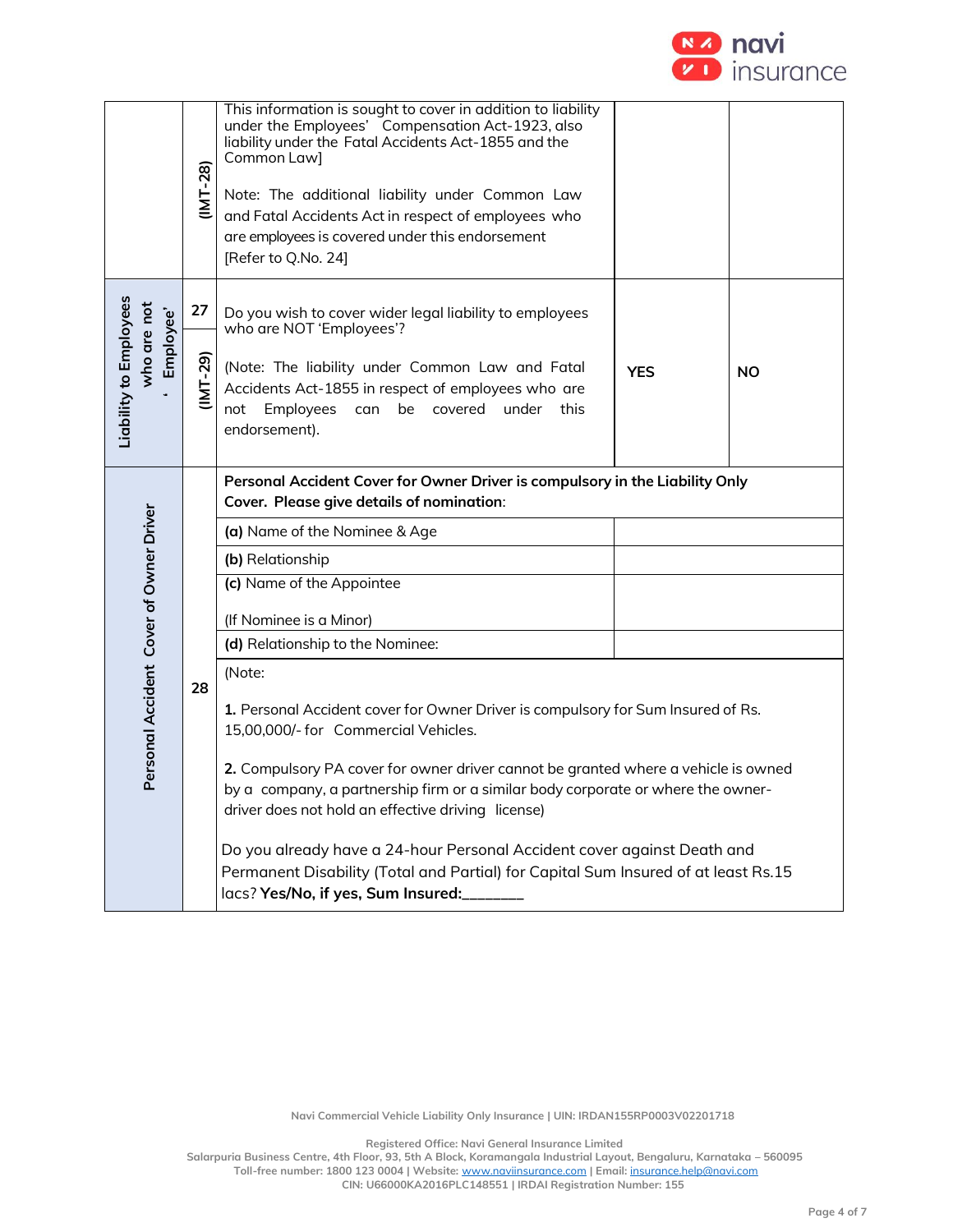| | | | | |
|---|---|---|---|---|
| | (IMT-28) | This information is sought to cover in addition to liability under the Employees' Compensation Act-1923, also liability under the Fatal Accidents Act-1855 and the Common Law]<br><br>Note: The additional liability under Common Law and Fatal Accidents Act in respect of employees who are employees is covered under this endorsement [Refer to Q.No. 24] | | |
| Liability to Employees who are not 'Employee' | 27<br>(IMT-29) | Do you wish to cover wider legal liability to employees who are NOT 'Employees'?<br><br>(Note: The liability under Common Law and Fatal Accidents Act-1855 in respect of employees who are not Employees can be covered under this endorsement). | **YES** | **NO** |
| Personal Accident Cover of Owner Driver | 28 | **Personal Accident Cover for Owner Driver is compulsory in the Liability Only Cover. Please give details of nomination:** | | |
| | | **(a)** Name of the Nominee & Age | | |
| | | **(b)** Relationship | | |
| | | **(c)** Name of the Appointee<br><br>(If Nominee is a Minor) | | |
| | | **(d)** Relationship to the Nominee: | | |
| | | (Note:<br><br>**1.** Personal Accident cover for Owner Driver is compulsory for Sum Insured of Rs. 15,00,000/- for Commercial Vehicles.<br><br>**2.** Compulsory PA cover for owner driver cannot be granted where a vehicle is owned by a company, a partnership firm or a similar body corporate or where the owner-driver does not hold an effective driving license)<br><br>Do you already have a 24-hour Personal Accident cover against Death and Permanent Disability (Total and Partial) for Capital Sum Insured of at least Rs.15 lacs? **Yes/No, if yes, Sum Insured:_______** | | |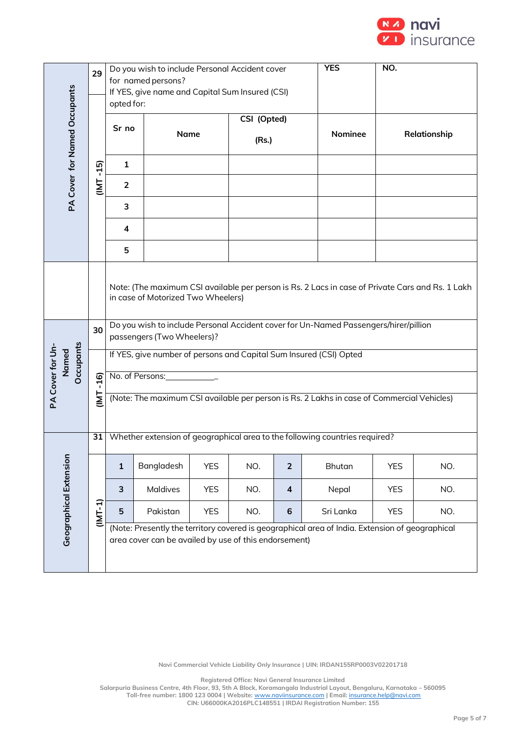| | | | | | | | | | |
|---|---|---|---|---|---|---|---|---|---|
| PA Cover for Named Occupants | 29 | Do you wish to include Personal Accident cover for named persons? If YES, give name and Capital Sum Insured (CSI) opted for: | | | | YES | | NO. | |
| | (IMT -15) | Sr no | Name | | CSI (Opted) (Rs.) | Nominee | | Relationship | |
| | | 1 | | | | | | | |
| | | 2 | | | | | | | |
| | | 3 | | | | | | | |
| | | 4 | | | | | | | |
| | | 5 | | | | | | | |
| | | Note: (The maximum CSI available per person is Rs. 2 Lacs in case of Private Cars and Rs. 1 Lakh in case of Motorized Two Wheelers) | | | | | | | |
| PA Cover for Un-Named Occupants | 30 | Do you wish to include Personal Accident cover for Un-Named Passengers/hirer/pillion passengers (Two Wheelers)? | | | | | | | |
| | (IMT -16) | If YES, give number of persons and Capital Sum Insured (CSI) Opted | | | | | | | |
| | | No. of Persons:___________ | | | | | | | |
| | | (Note: The maximum CSI available per person is Rs. 2 Lakhs in case of Commercial Vehicles) | | | | | | | |
| Geographical Extension | 31 | Whether extension of geographical area to the following countries required? | | | | | | | |
| | (IMT-1) | 1 | Bangladesh | YES | NO. | 2 | Bhutan | YES | NO. |
| | | 3 | Maldives | YES | NO. | 4 | Nepal | YES | NO. |
| | | 5 | Pakistan | YES | NO. | 6 | Sri Lanka | YES | NO. |
| | | (Note: Presently the territory covered is geographical area of India. Extension of geographical area cover can be availed by use of this endorsement) | | | | | | | |

Navi Commercial Vehicle Liability Only Insurance | UIN: IRDAN155RP0003V02201718

Registered Office: Navi General Insurance Limited
Salarpuria Business Centre, 4th Floor, 93, 5th A Block, Koramangala Industrial Layout, Bengaluru, Karnataka – 560095
Toll-free number: 1800 123 0004 | Website: www.naviinsurance.com | Email: insurance.help@navi.com
CIN: U66000KA2016PLC148551 | IRDAI Registration Number: 155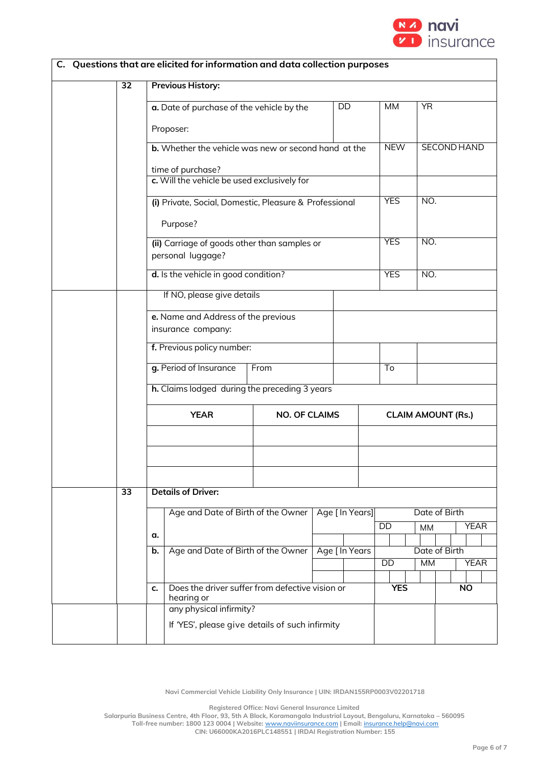## C. Questions that are elicited for information and data collection purposes

| | | | | | | |
|---|---|---|---|---|---|---|
| 32 | **Previous History:** | | | | | |
| | **a.** Date of purchase of the vehicle by the Proposer: | | DD | MM | YR | |
| | **b.** Whether the vehicle was new or second hand at the time of purchase? | | | NEW | SECOND HAND | |
| | **c.** Will the vehicle be used exclusively for | | | | | |
| | **(i)** Private, Social, Domestic, Pleasure & Professional Purpose? | | | YES | NO. | |
| | **(ii)** Carriage of goods other than samples or personal luggage? | | | YES | NO. | |
| | **d.** Is the vehicle in good condition? | | | YES | NO. | |
| | If NO, please give details | | | | | |
| | **e.** Name and Address of the previous insurance company: | | | | | |
| | **f.** Previous policy number: | | | | | |
| | **g.** Period of Insurance | From | | To | | |
| | **h.** Claims lodged during the preceding 3 years | | | | | |

| YEAR | NO. OF CLAIMS | CLAIM AMOUNT (Rs.) |
|---|---|---|
| | | |
| | | |
| | | |

| | | | | | |
|---|---|---|---|---|---|
| 33 | **Details of Driver:** | | | | |
| | **a.** | Age and Date of Birth of the Owner | Age [ In Years] | Date of Birth: DD / MM / YEAR | |
| | **b.** | Age and Date of Birth of the Owner | Age [ In Years | Date of Birth: DD / MM / YEAR | |
| | **c.** | Does the driver suffer from defective vision or hearing or any physical infirmity? If 'YES', please give details of such infirmity | | **YES** | **NO** |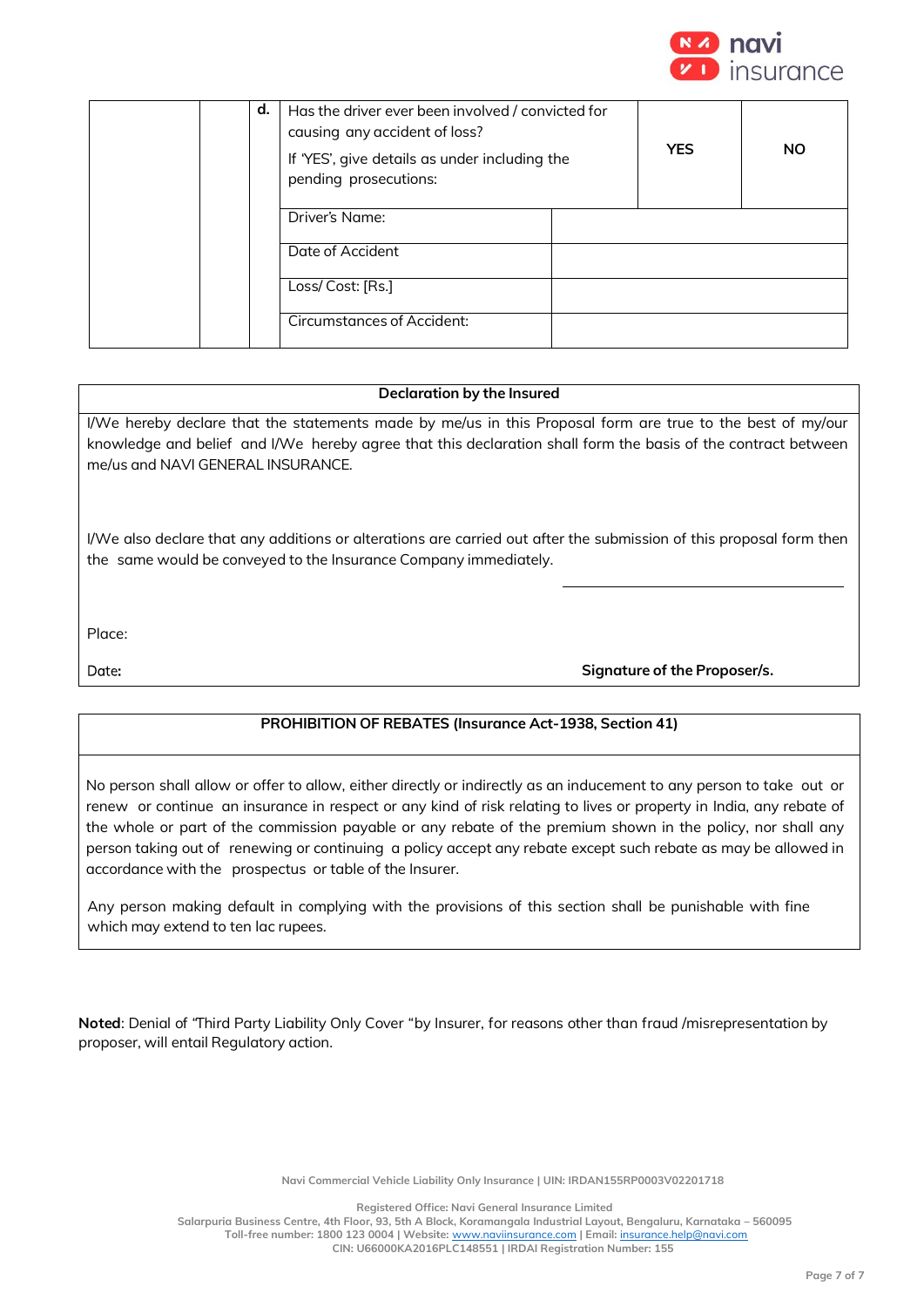| | | | | | |
|---|---|---|---|---|---|
| | | d. | Has the driver ever been involved / convicted for causing any accident of loss?<br><br>If 'YES', give details as under including the pending prosecutions: | YES | NO |
| | | | Driver's Name: | | |
| | | | Date of Accident | | |
| | | | Loss/ Cost: [Rs.] | | |
| | | | Circumstances of Accident: | | |

**Declaration by the Insured**

I/We hereby declare that the statements made by me/us in this Proposal form are true to the best of my/our knowledge and belief and I/We hereby agree that this declaration shall form the basis of the contract between me/us and NAVI GENERAL INSURANCE.

I/We also declare that any additions or alterations are carried out after the submission of this proposal form then the same would be conveyed to the Insurance Company immediately.

Place:

Date:

**Signature of the Proposer/s.**

**PROHIBITION OF REBATES (Insurance Act-1938, Section 41)**

No person shall allow or offer to allow, either directly or indirectly as an inducement to any person to take out or renew or continue an insurance in respect or any kind of risk relating to lives or property in India, any rebate of the whole or part of the commission payable or any rebate of the premium shown in the policy, nor shall any person taking out of renewing or continuing a policy accept any rebate except such rebate as may be allowed in accordance with the prospectus or table of the Insurer.

Any person making default in complying with the provisions of this section shall be punishable with fine which may extend to ten lac rupees.

**Noted**: Denial of "Third Party Liability Only Cover "by Insurer, for reasons other than fraud /misrepresentation by proposer, will entail Regulatory action.

Navi Commercial Vehicle Liability Only Insurance | UIN: IRDAN155RP0003V02201718

Registered Office: Navi General Insurance Limited
Salarpuria Business Centre, 4th Floor, 93, 5th A Block, Koramangala Industrial Layout, Bengaluru, Karnataka – 560095
Toll-free number: 1800 123 0004 | Website: www.naviinsurance.com | Email: insurance.help@navi.com
CIN: U66000KA2016PLC148551 | IRDAI Registration Number: 155